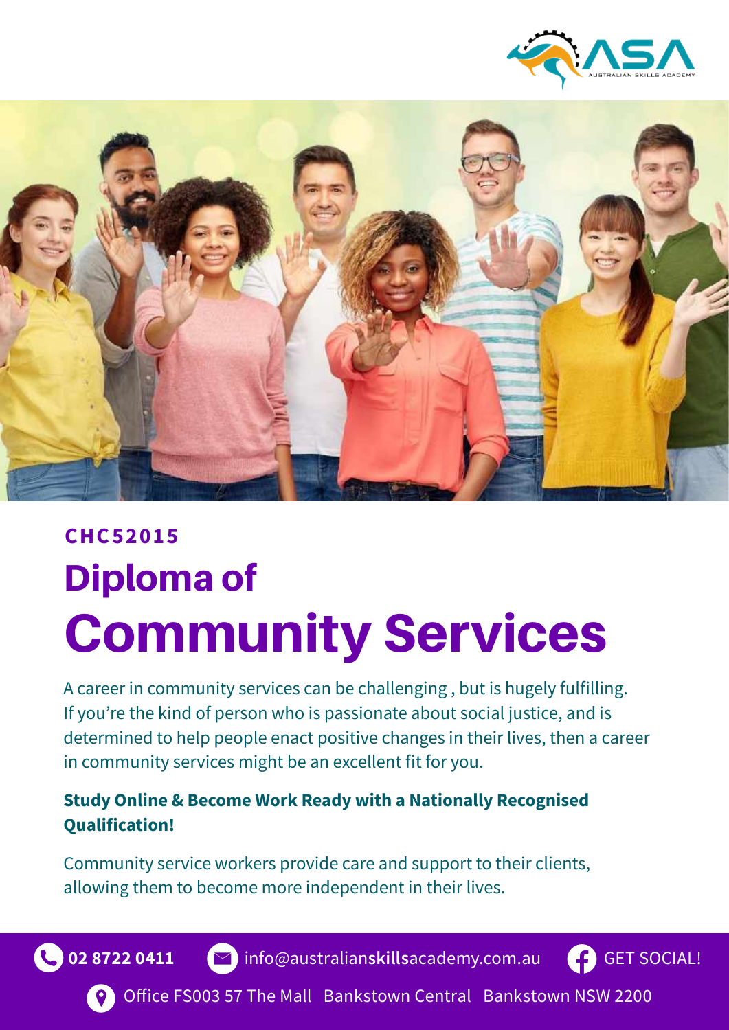CHC52015

# Diploma of Community Services

A career in community services can be challenging , but is hugely fulfilling. If you're the kind of person who is passionate about social justice, and is determined to help people enact positive changes in their lives, then a career in community services might be an excellent fit for you.

**Study Online & Become Work Ready with a Nationally Recognised Qualification!**

Community service workers provide care and support to their clients, allowing them to become more independent in their lives.

**02 8722 0411** info@australianskillsacademy.com.au GET SOCIAL!

Office FS003 57 The Mall Bankstown Central Bankstown NSW 2200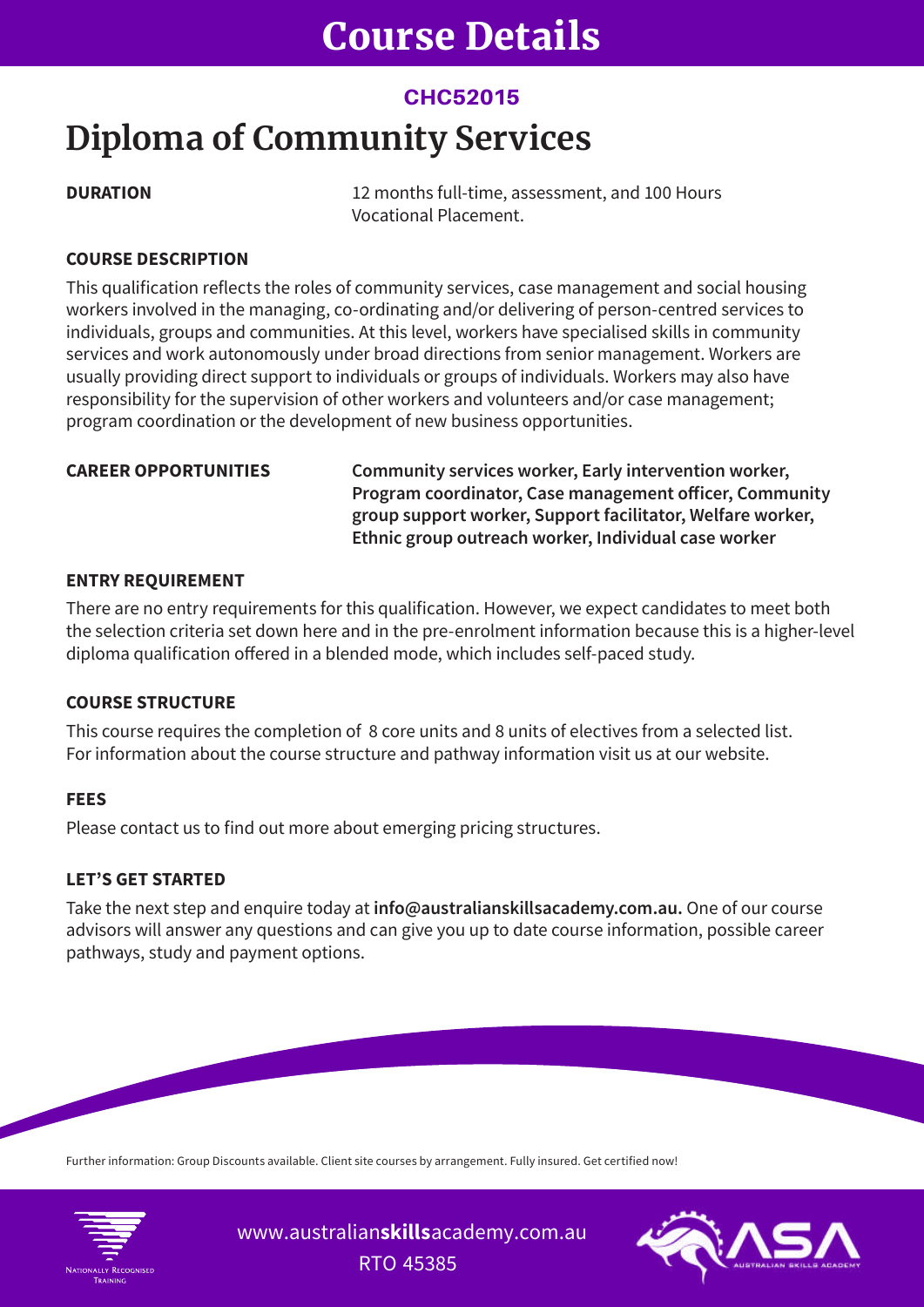# Course Details

### CHC52015

## Diploma of Community Services

**DURATION** 12 months full-time, assessment, and 100 Hours Vocational Placement.

**COURSE DESCRIPTION**

This qualification reflects the roles of community services, case management and social housing workers involved in the managing, co-ordinating and/or delivering of person-centred services to individuals, groups and communities. At this level, workers have specialised skills in community services and work autonomously under broad directions from senior management. Workers are usually providing direct support to individuals or groups of individuals. Workers may also have responsibility for the supervision of other workers and volunteers and/or case management; program coordination or the development of new business opportunities.

**CAREER OPPORTUNITIES** **Community services worker, Early intervention worker, Program coordinator, Case management officer, Community group support worker, Support facilitator, Welfare worker, Ethnic group outreach worker, Individual case worker**

**ENTRY REQUIREMENT**

There are no entry requirements for this qualification. However, we expect candidates to meet both the selection criteria set down here and in the pre-enrolment information because this is a higher-level diploma qualification offered in a blended mode, which includes self-paced study.

**COURSE STRUCTURE**

This course requires the completion of 8 core units and 8 units of electives from a selected list. For information about the course structure and pathway information visit us at our website.

**FEES**

Please contact us to find out more about emerging pricing structures.

**LET'S GET STARTED**

Take the next step and enquire today at **info@australianskillsacademy.com.au.** One of our course advisors will answer any questions and can give you up to date course information, possible career pathways, study and payment options.

Further information: Group Discounts available. Client site courses by arrangement. Fully insured. Get certified now!

Nationally Recognised Training

www.australian**skills**academy.com.au

RTO 45385

ASA Australian Skills Academy